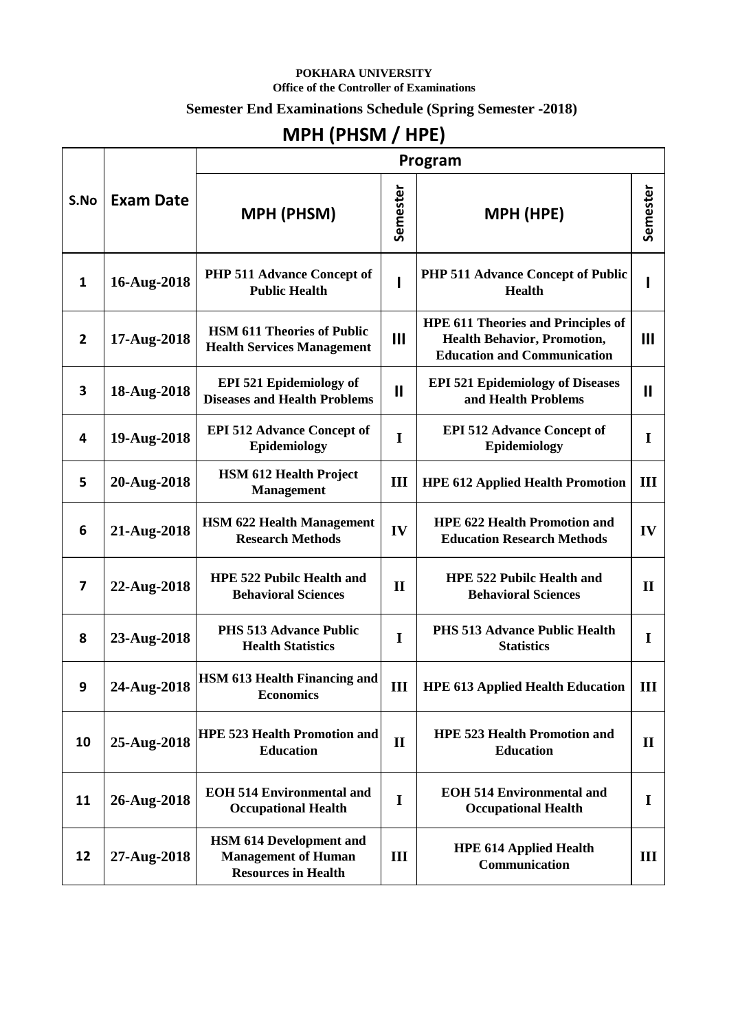**POKHARA UNIVERSITY**

**Office of the Controller of Examinations**

**Semester End Examinations Schedule (Spring Semester -2018)**

# MPH (PHSM / HPE)

| S.No | Exam Date | Program | | | |
|---|---|---|---|---|---|
| | | **MPH (PHSM)** | **Semester** | **MPH (HPE)** | **Semester** |
| 1 | 16-Aug-2018 | **PHP 511 Advance Concept of Public Health** | I | **PHP 511 Advance Concept of Public Health** | I |
| 2 | 17-Aug-2018 | **HSM 611 Theories of Public Health Services Management** | III | **HPE 611 Theories and Principles of Health Behavior, Promotion, Education and Communication** | III |
| 3 | 18-Aug-2018 | **EPI 521 Epidemiology of Diseases and Health Problems** | II | **EPI 521 Epidemiology of Diseases and Health Problems** | II |
| 4 | 19-Aug-2018 | **EPI 512 Advance Concept of Epidemiology** | I | **EPI 512 Advance Concept of Epidemiology** | I |
| 5 | 20-Aug-2018 | **HSM 612 Health Project Management** | III | **HPE 612 Applied Health Promotion** | III |
| 6 | 21-Aug-2018 | **HSM 622 Health Management Research Methods** | IV | **HPE 622 Health Promotion and Education Research Methods** | IV |
| 7 | 22-Aug-2018 | **HPE 522 Pubilc Health and Behavioral Sciences** | II | **HPE 522 Pubilc Health and Behavioral Sciences** | II |
| 8 | 23-Aug-2018 | **PHS 513 Advance Public Health Statistics** | I | **PHS 513 Advance Public Health Statistics** | I |
| 9 | 24-Aug-2018 | **HSM 613 Health Financing and Economics** | III | **HPE 613 Applied Health Education** | III |
| 10 | 25-Aug-2018 | **HPE 523 Health Promotion and Education** | II | **HPE 523 Health Promotion and Education** | II |
| 11 | 26-Aug-2018 | **EOH 514 Environmental and Occupational Health** | I | **EOH 514 Environmental and Occupational Health** | I |
| 12 | 27-Aug-2018 | **HSM 614 Development and Management of Human Resources in Health** | III | **HPE 614 Applied Health Communication** | III |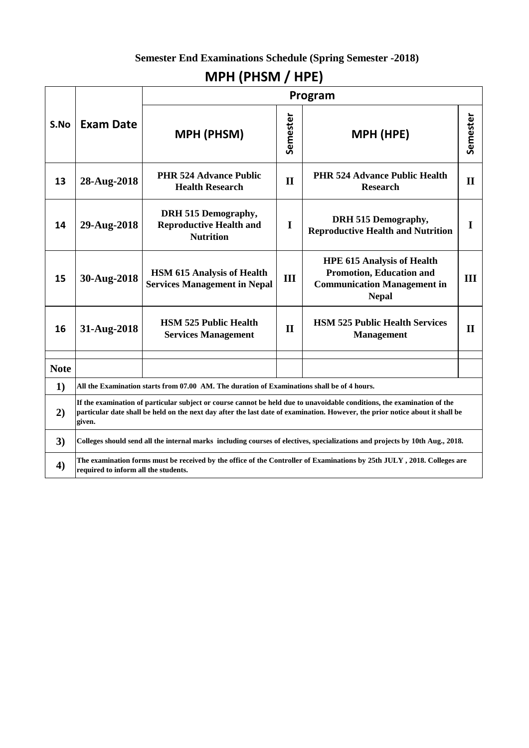**Semester End Examinations Schedule (Spring Semester -2018)**

## MPH (PHSM / HPE)

| S.No | Exam Date | Program | | | |
|---|---|---|---|---|---|
| | | MPH (PHSM) | Semester | MPH (HPE) | Semester |
| 13 | 28-Aug-2018 | PHR 524 Advance Public Health Research | II | PHR 524 Advance Public Health Research | II |
| 14 | 29-Aug-2018 | DRH 515 Demography, Reproductive Health and Nutrition | I | DRH 515 Demography, Reproductive Health and Nutrition | I |
| 15 | 30-Aug-2018 | HSM 615 Analysis of Health Services Management in Nepal | III | HPE 615 Analysis of Health Promotion, Education and Communication Management in Nepal | III |
| 16 | 31-Aug-2018 | HSM 525 Public Health Services Management | II | HSM 525 Public Health Services Management | II |

**Note**

1) All the Examination starts from 07.00 AM. The duration of Examinations shall be of 4 hours.

2) If the examination of particular subject or course cannot be held due to unavoidable conditions, the examination of the particular date shall be held on the next day after the last date of examination. However, the prior notice about it shall be given.

3) Colleges should send all the internal marks including courses of electives, specializations and projects by 10th Aug., 2018.

4) The examination forms must be received by the office of the Controller of Examinations by 25th JULY , 2018. Colleges are required to inform all the students.